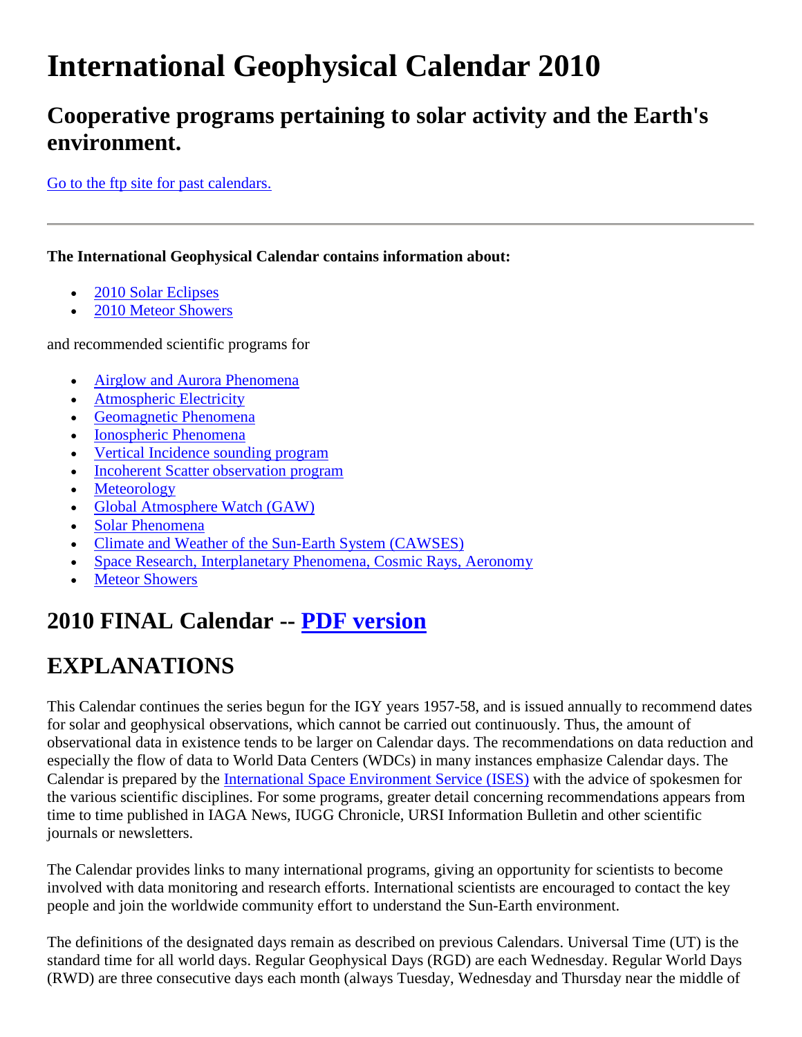# International Geophysical Calendar 2010

## Cooperative programs pertaining to solar activity and the Earth's environment.

Go to the ftp site for past calendars.

---

**The International Geophysical Calendar contains information about:**

- 2010 Solar Eclipses
- 2010 Meteor Showers

and recommended scientific programs for

- Airglow and Aurora Phenomena
- Atmospheric Electricity
- Geomagnetic Phenomena
- Ionospheric Phenomena
- Vertical Incidence sounding program
- Incoherent Scatter observation program
- Meteorology
- Global Atmosphere Watch (GAW)
- Solar Phenomena
- Climate and Weather of the Sun-Earth System (CAWSES)
- Space Research, Interplanetary Phenomena, Cosmic Rays, Aeronomy
- Meteor Showers

## 2010 FINAL Calendar -- PDF version

## EXPLANATIONS

This Calendar continues the series begun for the IGY years 1957-58, and is issued annually to recommend dates for solar and geophysical observations, which cannot be carried out continuously. Thus, the amount of observational data in existence tends to be larger on Calendar days. The recommendations on data reduction and especially the flow of data to World Data Centers (WDCs) in many instances emphasize Calendar days. The Calendar is prepared by the International Space Environment Service (ISES) with the advice of spokesmen for the various scientific disciplines. For some programs, greater detail concerning recommendations appears from time to time published in IAGA News, IUGG Chronicle, URSI Information Bulletin and other scientific journals or newsletters.

The Calendar provides links to many international programs, giving an opportunity for scientists to become involved with data monitoring and research efforts. International scientists are encouraged to contact the key people and join the worldwide community effort to understand the Sun-Earth environment.

The definitions of the designated days remain as described on previous Calendars. Universal Time (UT) is the standard time for all world days. Regular Geophysical Days (RGD) are each Wednesday. Regular World Days (RWD) are three consecutive days each month (always Tuesday, Wednesday and Thursday near the middle of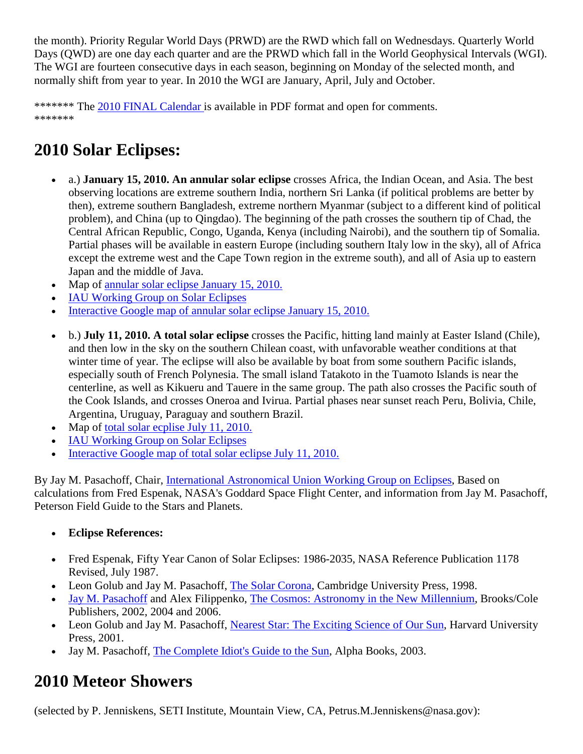the month). Priority Regular World Days (PRWD) are the RWD which fall on Wednesdays. Quarterly World Days (QWD) are one day each quarter and are the PRWD which fall in the World Geophysical Intervals (WGI). The WGI are fourteen consecutive days in each season, beginning on Monday of the selected month, and normally shift from year to year. In 2010 the WGI are January, April, July and October.

******* The 2010 FINAL Calendar is available in PDF format and open for comments. *******

## 2010 Solar Eclipses:

- a.) **January 15, 2010. An annular solar eclipse** crosses Africa, the Indian Ocean, and Asia. The best observing locations are extreme southern India, northern Sri Lanka (if political problems are better by then), extreme southern Bangladesh, extreme northern Myanmar (subject to a different kind of political problem), and China (up to Qingdao). The beginning of the path crosses the southern tip of Chad, the Central African Republic, Congo, Uganda, Kenya (including Nairobi), and the southern tip of Somalia. Partial phases will be available in eastern Europe (including southern Italy low in the sky), all of Africa except the extreme west and the Cape Town region in the extreme south), and all of Asia up to eastern Japan and the middle of Java.
- Map of annular solar eclipse January 15, 2010.
- IAU Working Group on Solar Eclipses
- Interactive Google map of annular solar eclipse January 15, 2010.

- b.) **July 11, 2010. A total solar eclipse** crosses the Pacific, hitting land mainly at Easter Island (Chile), and then low in the sky on the southern Chilean coast, with unfavorable weather conditions at that winter time of year. The eclipse will also be available by boat from some southern Pacific islands, especially south of French Polynesia. The small island Tatakoto in the Tuamoto Islands is near the centerline, as well as Kikueru and Tauere in the same group. The path also crosses the Pacific south of the Cook Islands, and crosses Oneroa and Ivirua. Partial phases near sunset reach Peru, Bolivia, Chile, Argentina, Uruguay, Paraguay and southern Brazil.
- Map of total solar ecplise July 11, 2010.
- IAU Working Group on Solar Eclipses
- Interactive Google map of total solar eclipse July 11, 2010.

By Jay M. Pasachoff, Chair, International Astronomical Union Working Group on Eclipses, Based on calculations from Fred Espenak, NASA's Goddard Space Flight Center, and information from Jay M. Pasachoff, Peterson Field Guide to the Stars and Planets.

- **Eclipse References:**

- Fred Espenak, Fifty Year Canon of Solar Eclipses: 1986-2035, NASA Reference Publication 1178 Revised, July 1987.
- Leon Golub and Jay M. Pasachoff, The Solar Corona, Cambridge University Press, 1998.
- Jay M. Pasachoff and Alex Filippenko, The Cosmos: Astronomy in the New Millennium, Brooks/Cole Publishers, 2002, 2004 and 2006.
- Leon Golub and Jay M. Pasachoff, Nearest Star: The Exciting Science of Our Sun, Harvard University Press, 2001.
- Jay M. Pasachoff, The Complete Idiot's Guide to the Sun, Alpha Books, 2003.

## 2010 Meteor Showers

(selected by P. Jenniskens, SETI Institute, Mountain View, CA, Petrus.M.Jenniskens@nasa.gov):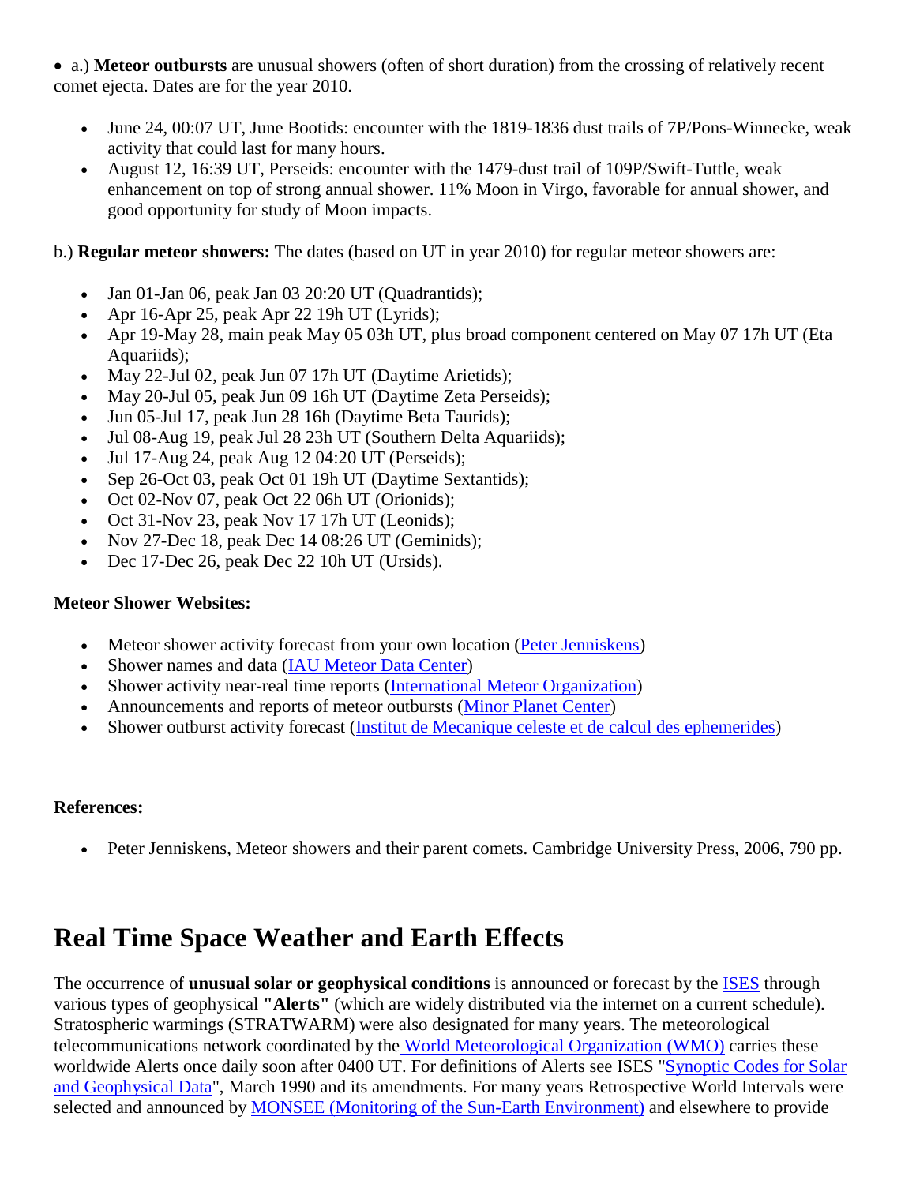- a.) **Meteor outbursts** are unusual showers (often of short duration) from the crossing of relatively recent comet ejecta. Dates are for the year 2010.

  - June 24, 00:07 UT, June Bootids: encounter with the 1819-1836 dust trails of 7P/Pons-Winnecke, weak activity that could last for many hours.
  - August 12, 16:39 UT, Perseids: encounter with the 1479-dust trail of 109P/Swift-Tuttle, weak enhancement on top of strong annual shower. 11% Moon in Virgo, favorable for annual shower, and good opportunity for study of Moon impacts.

b.) **Regular meteor showers:** The dates (based on UT in year 2010) for regular meteor showers are:

- Jan 01-Jan 06, peak Jan 03 20:20 UT (Quadrantids);
- Apr 16-Apr 25, peak Apr 22 19h UT (Lyrids);
- Apr 19-May 28, main peak May 05 03h UT, plus broad component centered on May 07 17h UT (Eta Aquariids);
- May 22-Jul 02, peak Jun 07 17h UT (Daytime Arietids);
- May 20-Jul 05, peak Jun 09 16h UT (Daytime Zeta Perseids);
- Jun 05-Jul 17, peak Jun 28 16h (Daytime Beta Taurids);
- Jul 08-Aug 19, peak Jul 28 23h UT (Southern Delta Aquariids);
- Jul 17-Aug 24, peak Aug 12 04:20 UT (Perseids);
- Sep 26-Oct 03, peak Oct 01 19h UT (Daytime Sextantids);
- Oct 02-Nov 07, peak Oct 22 06h UT (Orionids);
- Oct 31-Nov 23, peak Nov 17 17h UT (Leonids);
- Nov 27-Dec 18, peak Dec 14 08:26 UT (Geminids);
- Dec 17-Dec 26, peak Dec 22 10h UT (Ursids).

**Meteor Shower Websites:**

- Meteor shower activity forecast from your own location (Peter Jenniskens)
- Shower names and data (IAU Meteor Data Center)
- Shower activity near-real time reports (International Meteor Organization)
- Announcements and reports of meteor outbursts (Minor Planet Center)
- Shower outburst activity forecast (Institut de Mecanique celeste et de calcul des ephemerides)

**References:**

- Peter Jenniskens, Meteor showers and their parent comets. Cambridge University Press, 2006, 790 pp.

# Real Time Space Weather and Earth Effects

The occurrence of **unusual solar or geophysical conditions** is announced or forecast by the ISES through various types of geophysical **"Alerts"** (which are widely distributed via the internet on a current schedule). Stratospheric warmings (STRATWARM) were also designated for many years. The meteorological telecommunications network coordinated by the World Meteorological Organization (WMO) carries these worldwide Alerts once daily soon after 0400 UT. For definitions of Alerts see ISES "Synoptic Codes for Solar and Geophysical Data", March 1990 and its amendments. For many years Retrospective World Intervals were selected and announced by MONSEE (Monitoring of the Sun-Earth Environment) and elsewhere to provide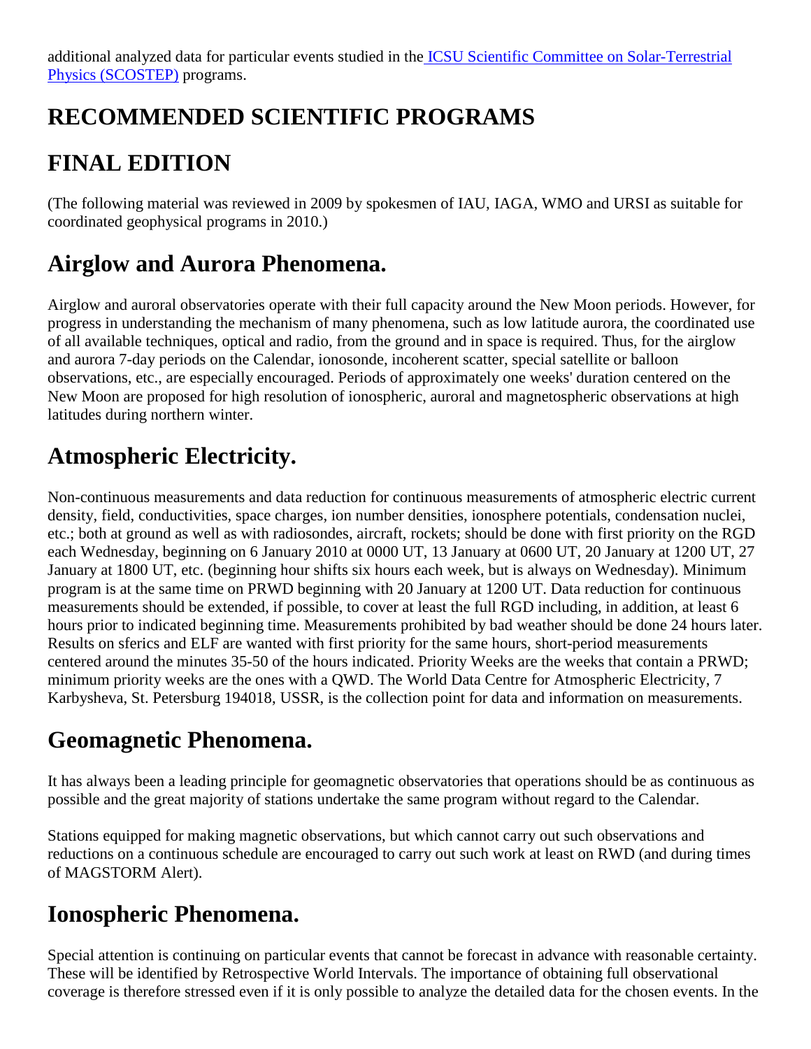additional analyzed data for particular events studied in the [ICSU Scientific Committee on Solar-Terrestrial Physics (SCOSTEP)] programs.

# RECOMMENDED SCIENTIFIC PROGRAMS

# FINAL EDITION

(The following material was reviewed in 2009 by spokesmen of IAU, IAGA, WMO and URSI as suitable for coordinated geophysical programs in 2010.)

## Airglow and Aurora Phenomena.

Airglow and auroral observatories operate with their full capacity around the New Moon periods. However, for progress in understanding the mechanism of many phenomena, such as low latitude aurora, the coordinated use of all available techniques, optical and radio, from the ground and in space is required. Thus, for the airglow and aurora 7-day periods on the Calendar, ionosonde, incoherent scatter, special satellite or balloon observations, etc., are especially encouraged. Periods of approximately one weeks' duration centered on the New Moon are proposed for high resolution of ionospheric, auroral and magnetospheric observations at high latitudes during northern winter.

## Atmospheric Electricity.

Non-continuous measurements and data reduction for continuous measurements of atmospheric electric current density, field, conductivities, space charges, ion number densities, ionosphere potentials, condensation nuclei, etc.; both at ground as well as with radiosondes, aircraft, rockets; should be done with first priority on the RGD each Wednesday, beginning on 6 January 2010 at 0000 UT, 13 January at 0600 UT, 20 January at 1200 UT, 27 January at 1800 UT, etc. (beginning hour shifts six hours each week, but is always on Wednesday). Minimum program is at the same time on PRWD beginning with 20 January at 1200 UT. Data reduction for continuous measurements should be extended, if possible, to cover at least the full RGD including, in addition, at least 6 hours prior to indicated beginning time. Measurements prohibited by bad weather should be done 24 hours later. Results on sferics and ELF are wanted with first priority for the same hours, short-period measurements centered around the minutes 35-50 of the hours indicated. Priority Weeks are the weeks that contain a PRWD; minimum priority weeks are the ones with a QWD. The World Data Centre for Atmospheric Electricity, 7 Karbysheva, St. Petersburg 194018, USSR, is the collection point for data and information on measurements.

## Geomagnetic Phenomena.

It has always been a leading principle for geomagnetic observatories that operations should be as continuous as possible and the great majority of stations undertake the same program without regard to the Calendar.

Stations equipped for making magnetic observations, but which cannot carry out such observations and reductions on a continuous schedule are encouraged to carry out such work at least on RWD (and during times of MAGSTORM Alert).

## Ionospheric Phenomena.

Special attention is continuing on particular events that cannot be forecast in advance with reasonable certainty. These will be identified by Retrospective World Intervals. The importance of obtaining full observational coverage is therefore stressed even if it is only possible to analyze the detailed data for the chosen events. In the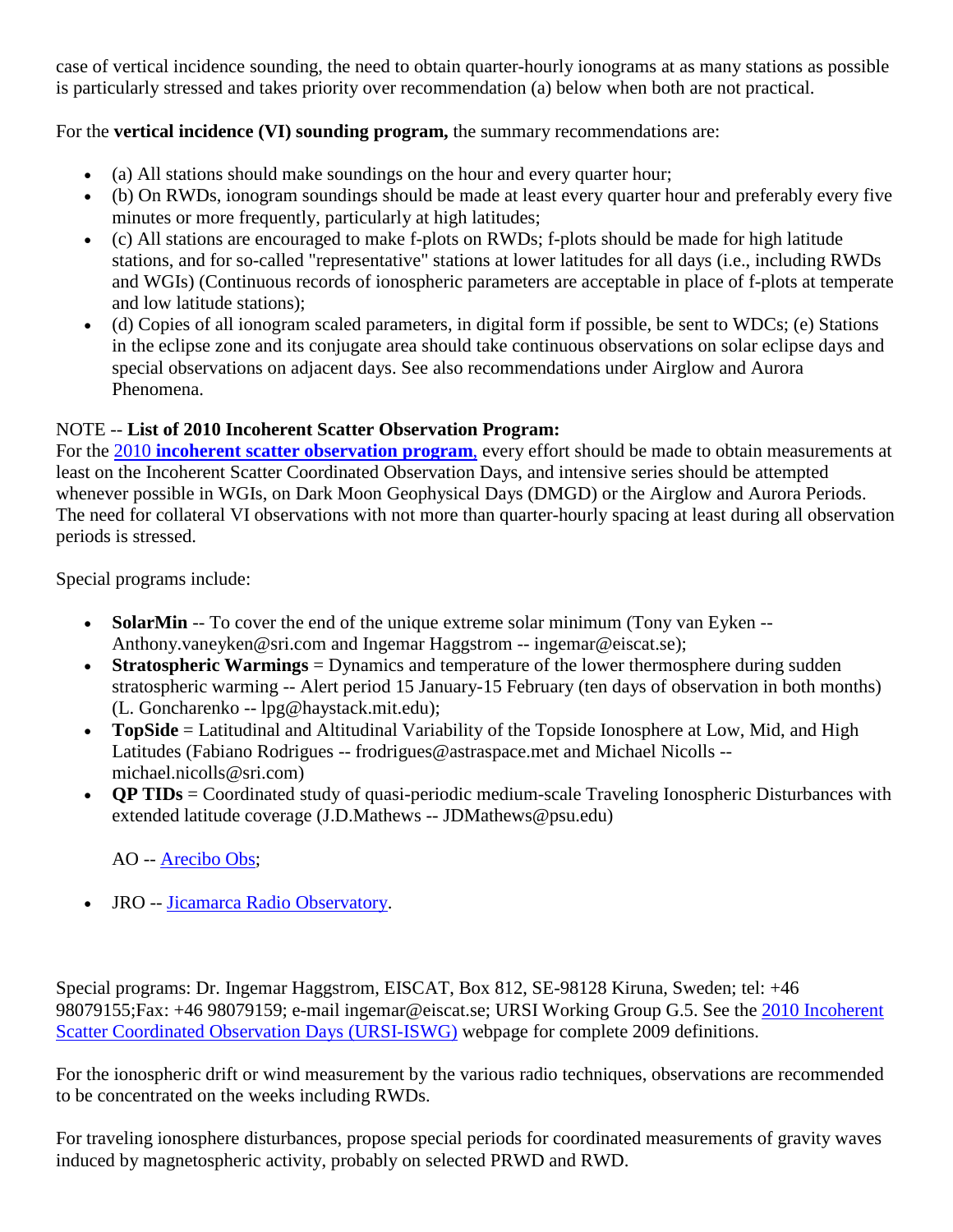case of vertical incidence sounding, the need to obtain quarter-hourly ionograms at as many stations as possible is particularly stressed and takes priority over recommendation (a) below when both are not practical.

For the **vertical incidence (VI) sounding program,** the summary recommendations are:

- (a) All stations should make soundings on the hour and every quarter hour;
- (b) On RWDs, ionogram soundings should be made at least every quarter hour and preferably every five minutes or more frequently, particularly at high latitudes;
- (c) All stations are encouraged to make f-plots on RWDs; f-plots should be made for high latitude stations, and for so-called "representative" stations at lower latitudes for all days (i.e., including RWDs and WGIs) (Continuous records of ionospheric parameters are acceptable in place of f-plots at temperate and low latitude stations);
- (d) Copies of all ionogram scaled parameters, in digital form if possible, be sent to WDCs; (e) Stations in the eclipse zone and its conjugate area should take continuous observations on solar eclipse days and special observations on adjacent days. See also recommendations under Airglow and Aurora Phenomena.

NOTE -- **List of 2010 Incoherent Scatter Observation Program:**
For the 2010 **incoherent scatter observation program**, every effort should be made to obtain measurements at least on the Incoherent Scatter Coordinated Observation Days, and intensive series should be attempted whenever possible in WGIs, on Dark Moon Geophysical Days (DMGD) or the Airglow and Aurora Periods. The need for collateral VI observations with not more than quarter-hourly spacing at least during all observation periods is stressed.

Special programs include:

- **SolarMin** -- To cover the end of the unique extreme solar minimum (Tony van Eyken -- Anthony.vaneyken@sri.com and Ingemar Haggstrom -- ingemar@eiscat.se);
- **Stratospheric Warmings** = Dynamics and temperature of the lower thermosphere during sudden stratospheric warming -- Alert period 15 January-15 February (ten days of observation in both months) (L. Goncharenko -- lpg@haystack.mit.edu);
- **TopSide** = Latitudinal and Altitudinal Variability of the Topside Ionosphere at Low, Mid, and High Latitudes (Fabiano Rodrigues -- frodrigues@astraspace.met and Michael Nicolls -- michael.nicolls@sri.com)
- **QP TIDs** = Coordinated study of quasi-periodic medium-scale Traveling Ionospheric Disturbances with extended latitude coverage (J.D.Mathews -- JDMathews@psu.edu)

  AO -- Arecibo Obs;

- JRO -- Jicamarca Radio Observatory.

Special programs: Dr. Ingemar Haggstrom, EISCAT, Box 812, SE-98128 Kiruna, Sweden; tel: +46 98079155;Fax: +46 98079159; e-mail ingemar@eiscat.se; URSI Working Group G.5. See the 2010 Incoherent Scatter Coordinated Observation Days (URSI-ISWG) webpage for complete 2009 definitions.

For the ionospheric drift or wind measurement by the various radio techniques, observations are recommended to be concentrated on the weeks including RWDs.

For traveling ionosphere disturbances, propose special periods for coordinated measurements of gravity waves induced by magnetospheric activity, probably on selected PRWD and RWD.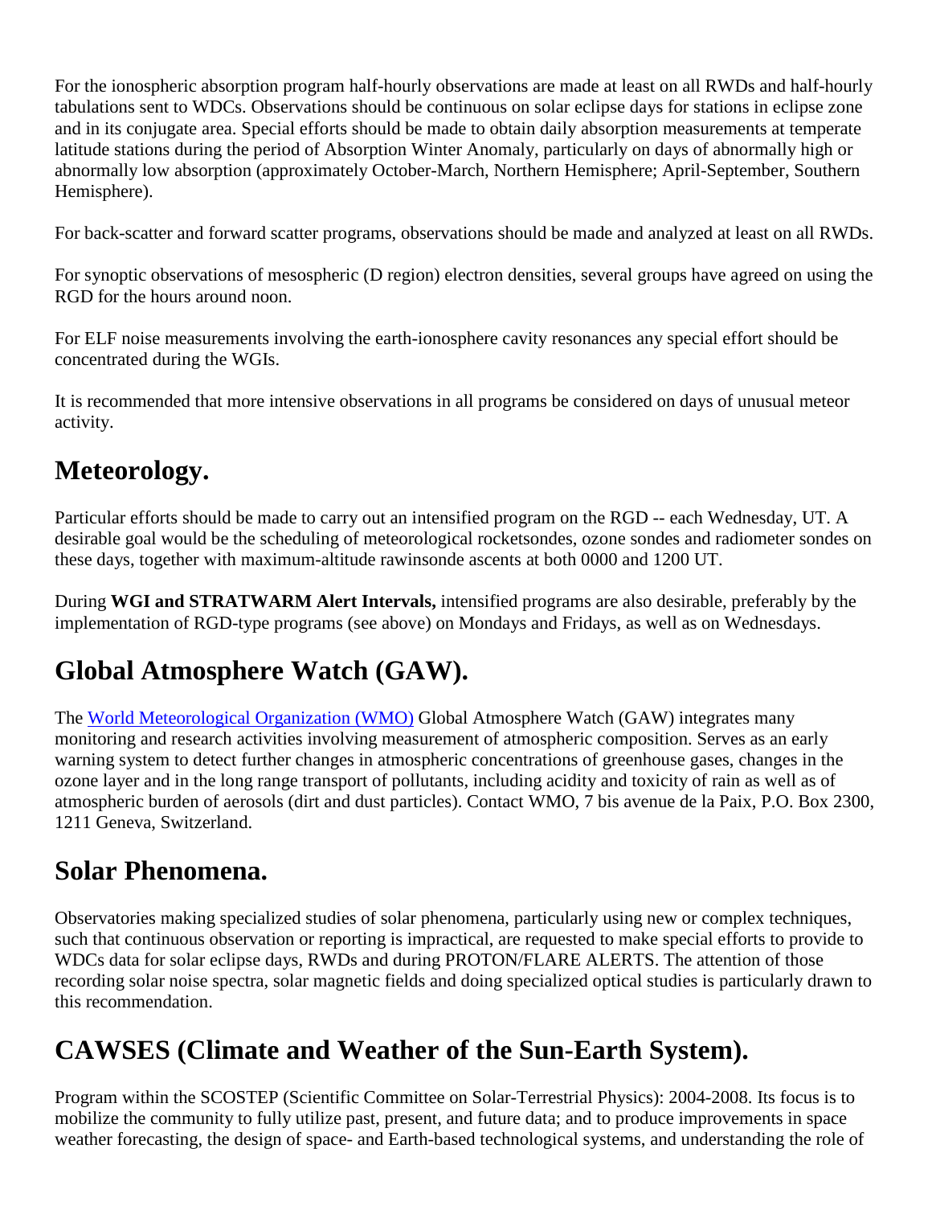For the ionospheric absorption program half-hourly observations are made at least on all RWDs and half-hourly tabulations sent to WDCs. Observations should be continuous on solar eclipse days for stations in eclipse zone and in its conjugate area. Special efforts should be made to obtain daily absorption measurements at temperate latitude stations during the period of Absorption Winter Anomaly, particularly on days of abnormally high or abnormally low absorption (approximately October-March, Northern Hemisphere; April-September, Southern Hemisphere).

For back-scatter and forward scatter programs, observations should be made and analyzed at least on all RWDs.

For synoptic observations of mesospheric (D region) electron densities, several groups have agreed on using the RGD for the hours around noon.

For ELF noise measurements involving the earth-ionosphere cavity resonances any special effort should be concentrated during the WGIs.

It is recommended that more intensive observations in all programs be considered on days of unusual meteor activity.

## Meteorology.

Particular efforts should be made to carry out an intensified program on the RGD -- each Wednesday, UT. A desirable goal would be the scheduling of meteorological rocketsondes, ozone sondes and radiometer sondes on these days, together with maximum-altitude rawinsonde ascents at both 0000 and 1200 UT.

During **WGI and STRATWARM Alert Intervals,** intensified programs are also desirable, preferably by the implementation of RGD-type programs (see above) on Mondays and Fridays, as well as on Wednesdays.

## Global Atmosphere Watch (GAW).

The World Meteorological Organization (WMO) Global Atmosphere Watch (GAW) integrates many monitoring and research activities involving measurement of atmospheric composition. Serves as an early warning system to detect further changes in atmospheric concentrations of greenhouse gases, changes in the ozone layer and in the long range transport of pollutants, including acidity and toxicity of rain as well as of atmospheric burden of aerosols (dirt and dust particles). Contact WMO, 7 bis avenue de la Paix, P.O. Box 2300, 1211 Geneva, Switzerland.

## Solar Phenomena.

Observatories making specialized studies of solar phenomena, particularly using new or complex techniques, such that continuous observation or reporting is impractical, are requested to make special efforts to provide to WDCs data for solar eclipse days, RWDs and during PROTON/FLARE ALERTS. The attention of those recording solar noise spectra, solar magnetic fields and doing specialized optical studies is particularly drawn to this recommendation.

## CAWSES (Climate and Weather of the Sun-Earth System).

Program within the SCOSTEP (Scientific Committee on Solar-Terrestrial Physics): 2004-2008. Its focus is to mobilize the community to fully utilize past, present, and future data; and to produce improvements in space weather forecasting, the design of space- and Earth-based technological systems, and understanding the role of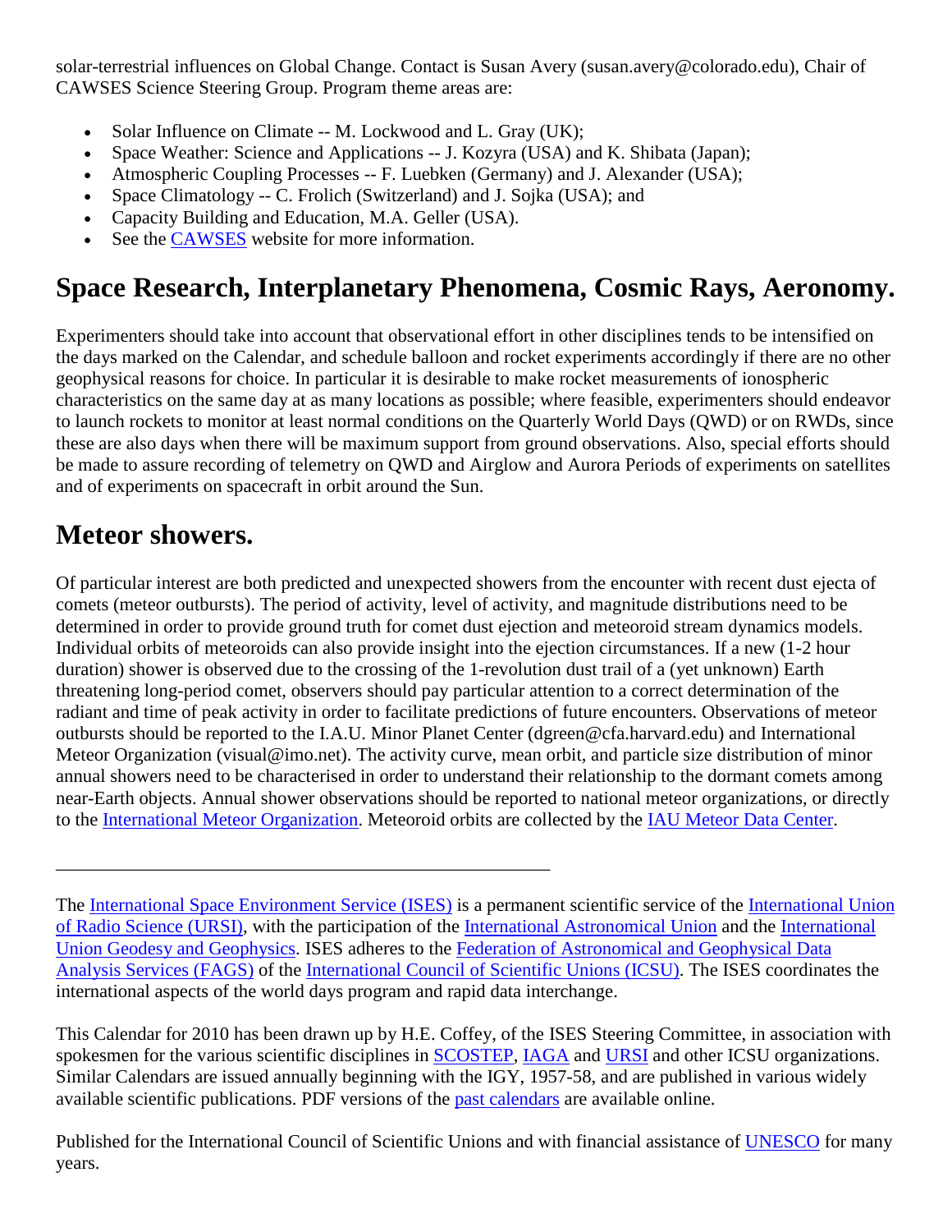solar-terrestrial influences on Global Change. Contact is Susan Avery (susan.avery@colorado.edu), Chair of CAWSES Science Steering Group. Program theme areas are:

- Solar Influence on Climate -- M. Lockwood and L. Gray (UK);
- Space Weather: Science and Applications -- J. Kozyra (USA) and K. Shibata (Japan);
- Atmospheric Coupling Processes -- F. Luebken (Germany) and J. Alexander (USA);
- Space Climatology -- C. Frolich (Switzerland) and J. Sojka (USA); and
- Capacity Building and Education, M.A. Geller (USA).
- See the CAWSES website for more information.

## Space Research, Interplanetary Phenomena, Cosmic Rays, Aeronomy.

Experimenters should take into account that observational effort in other disciplines tends to be intensified on the days marked on the Calendar, and schedule balloon and rocket experiments accordingly if there are no other geophysical reasons for choice. In particular it is desirable to make rocket measurements of ionospheric characteristics on the same day at as many locations as possible; where feasible, experimenters should endeavor to launch rockets to monitor at least normal conditions on the Quarterly World Days (QWD) or on RWDs, since these are also days when there will be maximum support from ground observations. Also, special efforts should be made to assure recording of telemetry on QWD and Airglow and Aurora Periods of experiments on satellites and of experiments on spacecraft in orbit around the Sun.

## Meteor showers.

Of particular interest are both predicted and unexpected showers from the encounter with recent dust ejecta of comets (meteor outbursts). The period of activity, level of activity, and magnitude distributions need to be determined in order to provide ground truth for comet dust ejection and meteoroid stream dynamics models. Individual orbits of meteoroids can also provide insight into the ejection circumstances. If a new (1-2 hour duration) shower is observed due to the crossing of the 1-revolution dust trail of a (yet unknown) Earth threatening long-period comet, observers should pay particular attention to a correct determination of the radiant and time of peak activity in order to facilitate predictions of future encounters. Observations of meteor outbursts should be reported to the I.A.U. Minor Planet Center (dgreen@cfa.harvard.edu) and International Meteor Organization (visual@imo.net). The activity curve, mean orbit, and particle size distribution of minor annual showers need to be characterised in order to understand their relationship to the dormant comets among near-Earth objects. Annual shower observations should be reported to national meteor organizations, or directly to the International Meteor Organization. Meteoroid orbits are collected by the IAU Meteor Data Center.

---

The International Space Environment Service (ISES) is a permanent scientific service of the International Union of Radio Science (URSI), with the participation of the International Astronomical Union and the International Union Geodesy and Geophysics. ISES adheres to the Federation of Astronomical and Geophysical Data Analysis Services (FAGS) of the International Council of Scientific Unions (ICSU). The ISES coordinates the international aspects of the world days program and rapid data interchange.

This Calendar for 2010 has been drawn up by H.E. Coffey, of the ISES Steering Committee, in association with spokesmen for the various scientific disciplines in SCOSTEP, IAGA and URSI and other ICSU organizations. Similar Calendars are issued annually beginning with the IGY, 1957-58, and are published in various widely available scientific publications. PDF versions of the past calendars are available online.

Published for the International Council of Scientific Unions and with financial assistance of UNESCO for many years.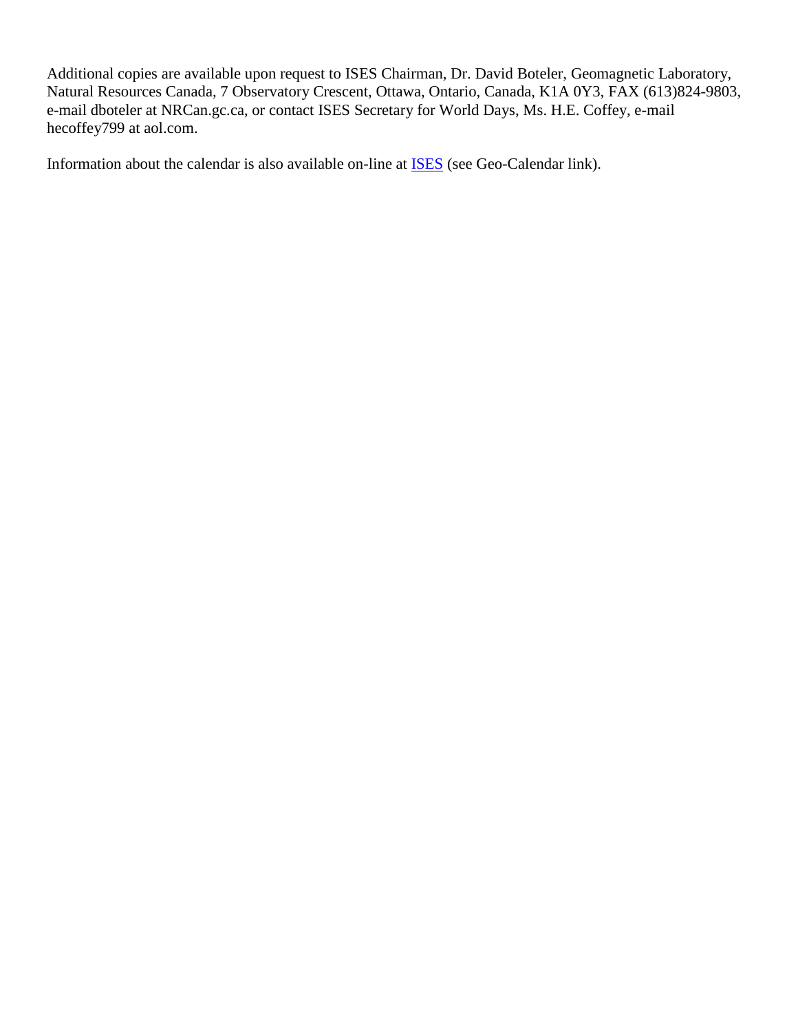Additional copies are available upon request to ISES Chairman, Dr. David Boteler, Geomagnetic Laboratory, Natural Resources Canada, 7 Observatory Crescent, Ottawa, Ontario, Canada, K1A 0Y3, FAX (613)824-9803, e-mail dboteler at NRCan.gc.ca, or contact ISES Secretary for World Days, Ms. H.E. Coffey, e-mail hecoffey799 at aol.com.

Information about the calendar is also available on-line at ISES (see Geo-Calendar link).